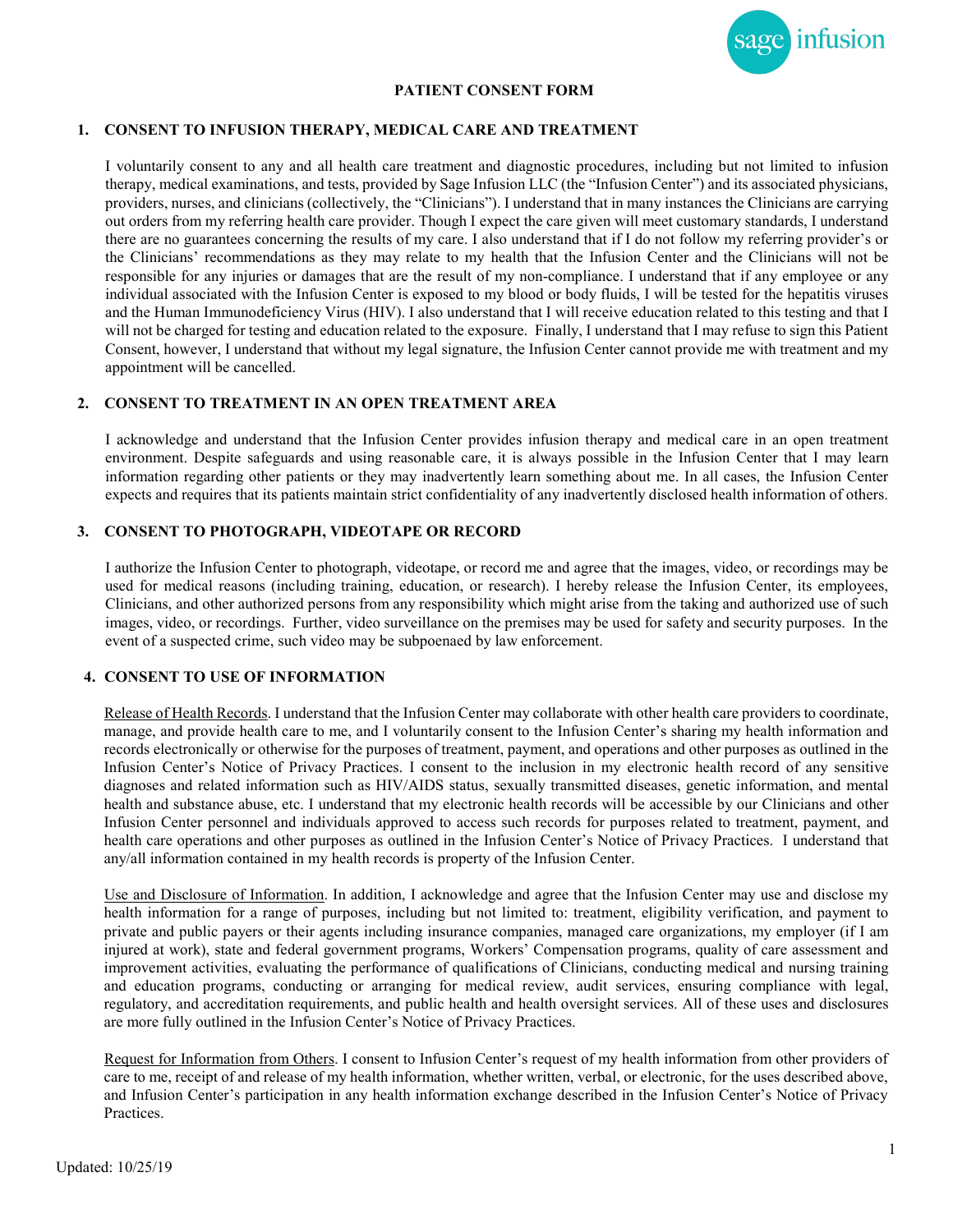# PATIENT CONSENT FORM

## 1. CONSENT TO INFUSION THERAPY, MEDICAL CARE AND TREATMENT

I voluntarily consent to any and all health care treatment and diagnostic procedures, including but not limited to infusion therapy, medical examinations, and tests, provided by Sage Infusion LLC (the "Infusion Center") and its associated physicians, providers, nurses, and clinicians (collectively, the "Clinicians"). I understand that in many instances the Clinicians are carrying out orders from my referring health care provider. Though I expect the care given will meet customary standards, I understand there are no guarantees concerning the results of my care. I also understand that if I do not follow my referring provider's or the Clinicians' recommendations as they may relate to my health that the Infusion Center and the Clinicians will not be responsible for any injuries or damages that are the result of my non-compliance. I understand that if any employee or any individual associated with the Infusion Center is exposed to my blood or body fluids, I will be tested for the hepatitis viruses and the Human Immunodeficiency Virus (HIV). I also understand that I will receive education related to this testing and that I will not be charged for testing and education related to the exposure. Finally, I understand that I may refuse to sign this Patient Consent, however, I understand that without my legal signature, the Infusion Center cannot provide me with treatment and my appointment will be cancelled.

## 2. CONSENT TO TREATMENT IN AN OPEN TREATMENT AREA

I acknowledge and understand that the Infusion Center provides infusion therapy and medical care in an open treatment environment. Despite safeguards and using reasonable care, it is always possible in the Infusion Center that I may learn information regarding other patients or they may inadvertently learn something about me. In all cases, the Infusion Center expects and requires that its patients maintain strict confidentiality of any inadvertently disclosed health information of others.

## 3. CONSENT TO PHOTOGRAPH, VIDEOTAPE OR RECORD

I authorize the Infusion Center to photograph, videotape, or record me and agree that the images, video, or recordings may be used for medical reasons (including training, education, or research). I hereby release the Infusion Center, its employees, Clinicians, and other authorized persons from any responsibility which might arise from the taking and authorized use of such images, video, or recordings. Further, video surveillance on the premises may be used for safety and security purposes. In the event of a suspected crime, such video may be subpoenaed by law enforcement.

## 4. CONSENT TO USE OF INFORMATION

Release of Health Records. I understand that the Infusion Center may collaborate with other health care providers to coordinate, manage, and provide health care to me, and I voluntarily consent to the Infusion Center's sharing my health information and records electronically or otherwise for the purposes of treatment, payment, and operations and other purposes as outlined in the Infusion Center's Notice of Privacy Practices. I consent to the inclusion in my electronic health record of any sensitive diagnoses and related information such as HIV/AIDS status, sexually transmitted diseases, genetic information, and mental health and substance abuse, etc. I understand that my electronic health records will be accessible by our Clinicians and other Infusion Center personnel and individuals approved to access such records for purposes related to treatment, payment, and health care operations and other purposes as outlined in the Infusion Center's Notice of Privacy Practices. I understand that any/all information contained in my health records is property of the Infusion Center.

Use and Disclosure of Information. In addition, I acknowledge and agree that the Infusion Center may use and disclose my health information for a range of purposes, including but not limited to: treatment, eligibility verification, and payment to private and public payers or their agents including insurance companies, managed care organizations, my employer (if I am injured at work), state and federal government programs, Workers' Compensation programs, quality of care assessment and improvement activities, evaluating the performance of qualifications of Clinicians, conducting medical and nursing training and education programs, conducting or arranging for medical review, audit services, ensuring compliance with legal, regulatory, and accreditation requirements, and public health and health oversight services. All of these uses and disclosures are more fully outlined in the Infusion Center's Notice of Privacy Practices.

Request for Information from Others. I consent to Infusion Center's request of my health information from other providers of care to me, receipt of and release of my health information, whether written, verbal, or electronic, for the uses described above, and Infusion Center's participation in any health information exchange described in the Infusion Center's Notice of Privacy Practices.

Updated: 10/25/19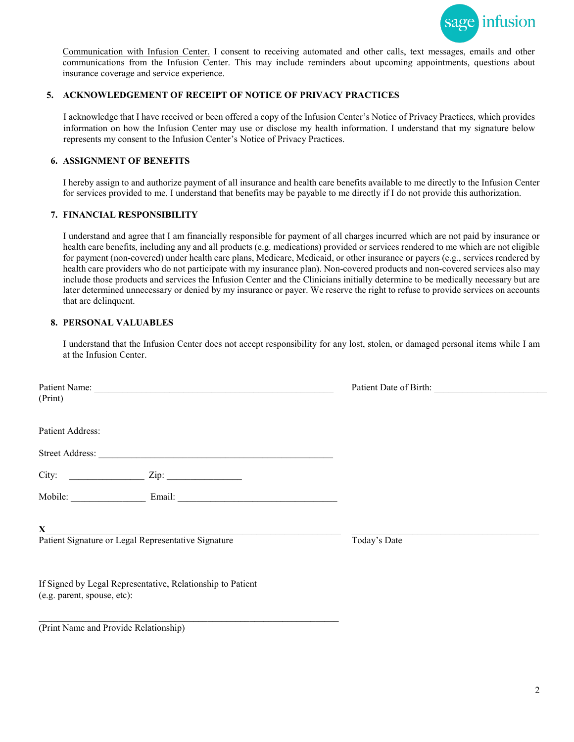Communication with Infusion Center. I consent to receiving automated and other calls, text messages, emails and other communications from the Infusion Center. This may include reminders about upcoming appointments, questions about insurance coverage and service experience.

## 5. ACKNOWLEDGEMENT OF RECEIPT OF NOTICE OF PRIVACY PRACTICES

I acknowledge that I have received or been offered a copy of the Infusion Center's Notice of Privacy Practices, which provides information on how the Infusion Center may use or disclose my health information. I understand that my signature below represents my consent to the Infusion Center's Notice of Privacy Practices.

## 6. ASSIGNMENT OF BENEFITS

I hereby assign to and authorize payment of all insurance and health care benefits available to me directly to the Infusion Center for services provided to me. I understand that benefits may be payable to me directly if I do not provide this authorization.

## 7. FINANCIAL RESPONSIBILITY

I understand and agree that I am financially responsible for payment of all charges incurred which are not paid by insurance or health care benefits, including any and all products (e.g. medications) provided or services rendered to me which are not eligible for payment (non-covered) under health care plans, Medicare, Medicaid, or other insurance or payers (e.g., services rendered by health care providers who do not participate with my insurance plan). Non-covered products and non-covered services also may include those products and services the Infusion Center and the Clinicians initially determine to be medically necessary but are later determined unnecessary or denied by my insurance or payer. We reserve the right to refuse to provide services on accounts that are delinquent.

## 8. PERSONAL VALUABLES

I understand that the Infusion Center does not accept responsibility for any lost, stolen, or damaged personal items while I am at the Infusion Center.

Patient Name: ___________________________________________________ Patient Date of Birth: ________________________
(Print)

Patient Address:

Street Address: ___________________________________________________

City: ________________ Zip: ________________

Mobile: ________________ Email: __________________________________

**X**_______________________________________________________________ ________________________________________
Patient Signature or Legal Representative Signature Today's Date

If Signed by Legal Representative, Relationship to Patient
(e.g. parent, spouse, etc):

_________________________________________________________________
(Print Name and Provide Relationship)